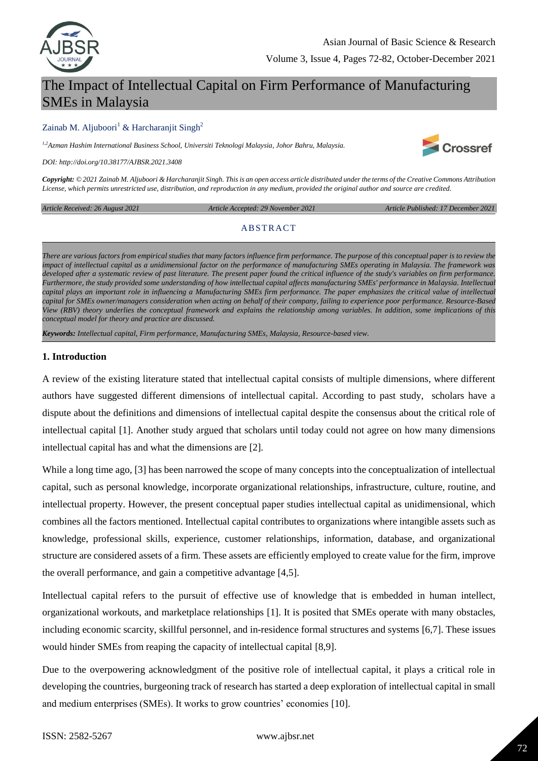# The Impact of Intellectual Capital on Firm Performance of Manufacturing SMEs in Malaysia

Zainab M. Aljuboori[1] & Harcharanjit Singh[2]

*[1,2]Azman Hashim International Business School, Universiti Teknologi Malaysia, Johor Bahru, Malaysia.*

*DOI: http://doi.org/10.38177/AJBSR.2021.3408*

***Copyright:** © 2021 Zainab M. Aljuboori & Harcharanjit Singh. This is an open access article distributed under the terms of the Creative Commons Attribution License, which permits unrestricted use, distribution, and reproduction in any medium, provided the original author and source are credited.*

*Article Received: 26 August 2021* | *Article Accepted: 29 November 2021* | *Article Published: 17 December 2021*

## ABSTRACT

*There are various factors from empirical studies that many factors influence firm performance. The purpose of this conceptual paper is to review the impact of intellectual capital as a unidimensional factor on the performance of manufacturing SMEs operating in Malaysia. The framework was developed after a systematic review of past literature. The present paper found the critical influence of the study's variables on firm performance. Furthermore, the study provided some understanding of how intellectual capital affects manufacturing SMEs' performance in Malaysia. Intellectual capital plays an important role in influencing a Manufacturing SMEs firm performance. The paper emphasizes the critical value of intellectual capital for SMEs owner/managers consideration when acting on behalf of their company, failing to experience poor performance. Resource-Based View (RBV) theory underlies the conceptual framework and explains the relationship among variables. In addition, some implications of this conceptual model for theory and practice are discussed.*

***Keywords:** Intellectual capital, Firm performance, Manufacturing SMEs, Malaysia, Resource-based view.*

## 1. Introduction

A review of the existing literature stated that intellectual capital consists of multiple dimensions, where different authors have suggested different dimensions of intellectual capital. According to past study, scholars have a dispute about the definitions and dimensions of intellectual capital despite the consensus about the critical role of intellectual capital [1]. Another study argued that scholars until today could not agree on how many dimensions intellectual capital has and what the dimensions are [2].

While a long time ago, [3] has been narrowed the scope of many concepts into the conceptualization of intellectual capital, such as personal knowledge, incorporate organizational relationships, infrastructure, culture, routine, and intellectual property. However, the present conceptual paper studies intellectual capital as unidimensional, which combines all the factors mentioned. Intellectual capital contributes to organizations where intangible assets such as knowledge, professional skills, experience, customer relationships, information, database, and organizational structure are considered assets of a firm. These assets are efficiently employed to create value for the firm, improve the overall performance, and gain a competitive advantage [4,5].

Intellectual capital refers to the pursuit of effective use of knowledge that is embedded in human intellect, organizational workouts, and marketplace relationships [1]. It is posited that SMEs operate with many obstacles, including economic scarcity, skillful personnel, and in-residence formal structures and systems [6,7]. These issues would hinder SMEs from reaping the capacity of intellectual capital [8,9].

Due to the overpowering acknowledgment of the positive role of intellectual capital, it plays a critical role in developing the countries, burgeoning track of research has started a deep exploration of intellectual capital in small and medium enterprises (SMEs). It works to grow countries' economies [10].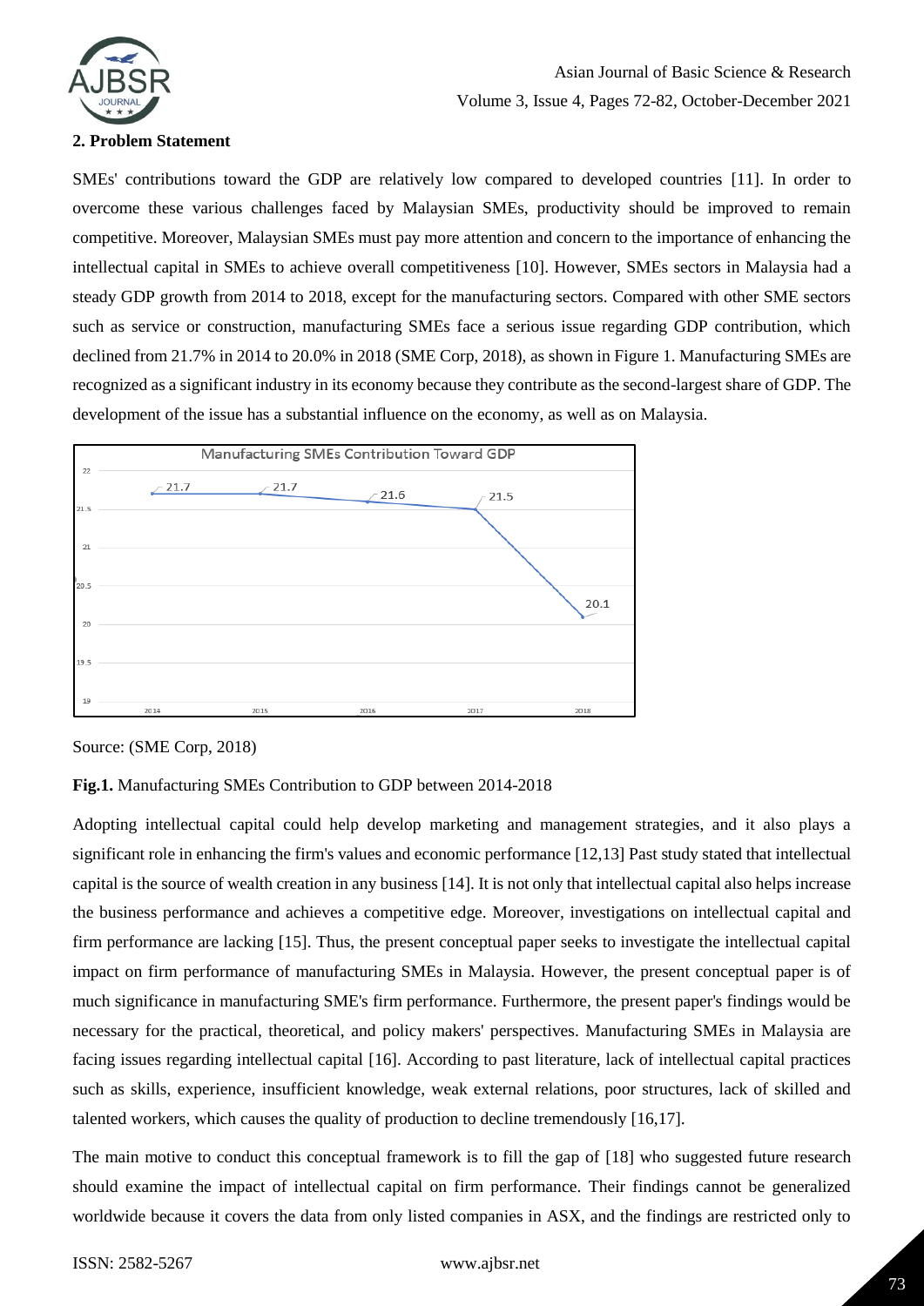## 2. Problem Statement

SMEs' contributions toward the GDP are relatively low compared to developed countries [11]. In order to overcome these various challenges faced by Malaysian SMEs, productivity should be improved to remain competitive. Moreover, Malaysian SMEs must pay more attention and concern to the importance of enhancing the intellectual capital in SMEs to achieve overall competitiveness [10]. However, SMEs sectors in Malaysia had a steady GDP growth from 2014 to 2018, except for the manufacturing sectors. Compared with other SME sectors such as service or construction, manufacturing SMEs face a serious issue regarding GDP contribution, which declined from 21.7% in 2014 to 20.0% in 2018 (SME Corp, 2018), as shown in Figure 1. Manufacturing SMEs are recognized as a significant industry in its economy because they contribute as the second-largest share of GDP. The development of the issue has a substantial influence on the economy, as well as on Malaysia.

Source: (SME Corp, 2018)

**Fig.1.** Manufacturing SMEs Contribution to GDP between 2014-2018

Adopting intellectual capital could help develop marketing and management strategies, and it also plays a significant role in enhancing the firm's values and economic performance [12,13] Past study stated that intellectual capital is the source of wealth creation in any business [14]. It is not only that intellectual capital also helps increase the business performance and achieves a competitive edge. Moreover, investigations on intellectual capital and firm performance are lacking [15]. Thus, the present conceptual paper seeks to investigate the intellectual capital impact on firm performance of manufacturing SMEs in Malaysia. However, the present conceptual paper is of much significance in manufacturing SME's firm performance. Furthermore, the present paper's findings would be necessary for the practical, theoretical, and policy makers' perspectives. Manufacturing SMEs in Malaysia are facing issues regarding intellectual capital [16]. According to past literature, lack of intellectual capital practices such as skills, experience, insufficient knowledge, weak external relations, poor structures, lack of skilled and talented workers, which causes the quality of production to decline tremendously [16,17].

The main motive to conduct this conceptual framework is to fill the gap of [18] who suggested future research should examine the impact of intellectual capital on firm performance. Their findings cannot be generalized worldwide because it covers the data from only listed companies in ASX, and the findings are restricted only to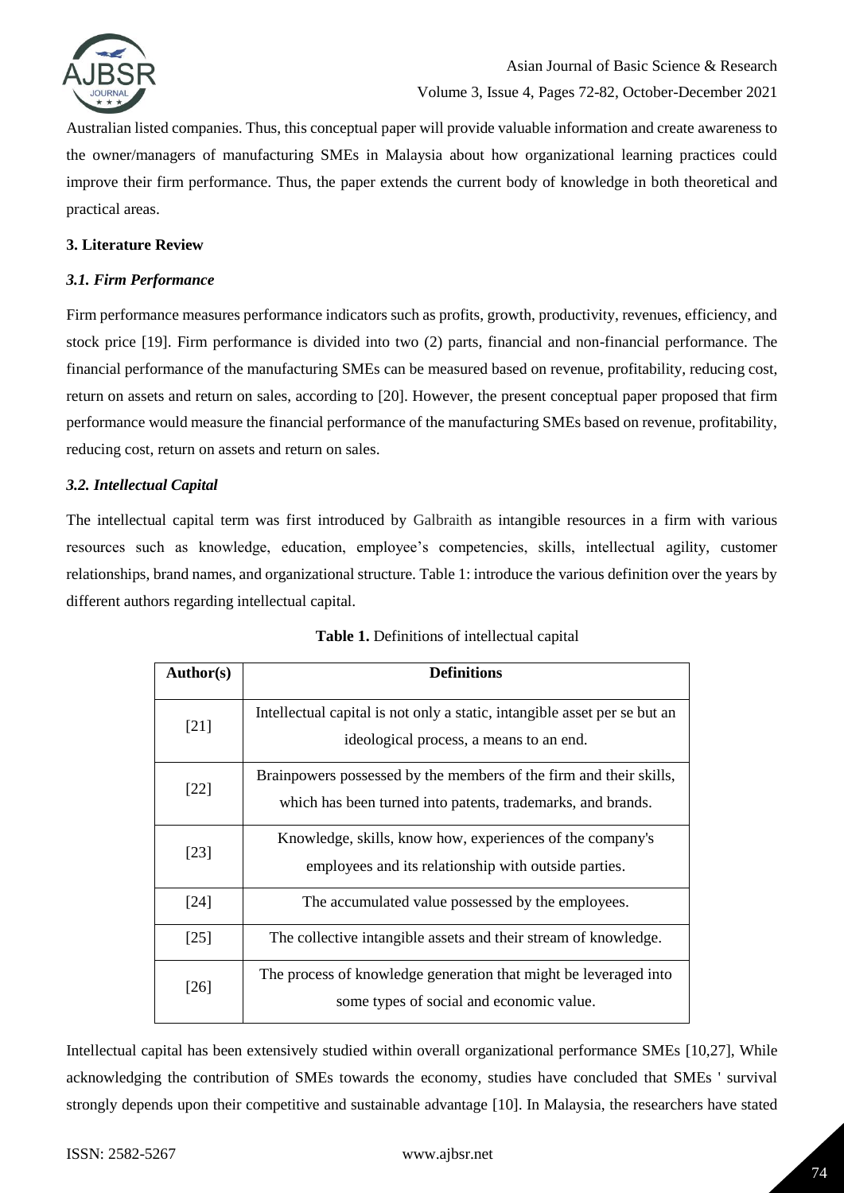Australian listed companies. Thus, this conceptual paper will provide valuable information and create awareness to the owner/managers of manufacturing SMEs in Malaysia about how organizational learning practices could improve their firm performance. Thus, the paper extends the current body of knowledge in both theoretical and practical areas.

## 3. Literature Review

### *3.1. Firm Performance*

Firm performance measures performance indicators such as profits, growth, productivity, revenues, efficiency, and stock price [19]. Firm performance is divided into two (2) parts, financial and non-financial performance. The financial performance of the manufacturing SMEs can be measured based on revenue, profitability, reducing cost, return on assets and return on sales, according to [20]. However, the present conceptual paper proposed that firm performance would measure the financial performance of the manufacturing SMEs based on revenue, profitability, reducing cost, return on assets and return on sales.

### *3.2. Intellectual Capital*

The intellectual capital term was first introduced by Galbraith as intangible resources in a firm with various resources such as knowledge, education, employee's competencies, skills, intellectual agility, customer relationships, brand names, and organizational structure. Table 1: introduce the various definition over the years by different authors regarding intellectual capital.

**Table 1.** Definitions of intellectual capital

| Author(s) | Definitions |
|---|---|
| [21] | Intellectual capital is not only a static, intangible asset per se but an ideological process, a means to an end. |
| [22] | Brainpowers possessed by the members of the firm and their skills, which has been turned into patents, trademarks, and brands. |
| [23] | Knowledge, skills, know how, experiences of the company's employees and its relationship with outside parties. |
| [24] | The accumulated value possessed by the employees. |
| [25] | The collective intangible assets and their stream of knowledge. |
| [26] | The process of knowledge generation that might be leveraged into some types of social and economic value. |

Intellectual capital has been extensively studied within overall organizational performance SMEs [10,27], While acknowledging the contribution of SMEs towards the economy, studies have concluded that SMEs ' survival strongly depends upon their competitive and sustainable advantage [10]. In Malaysia, the researchers have stated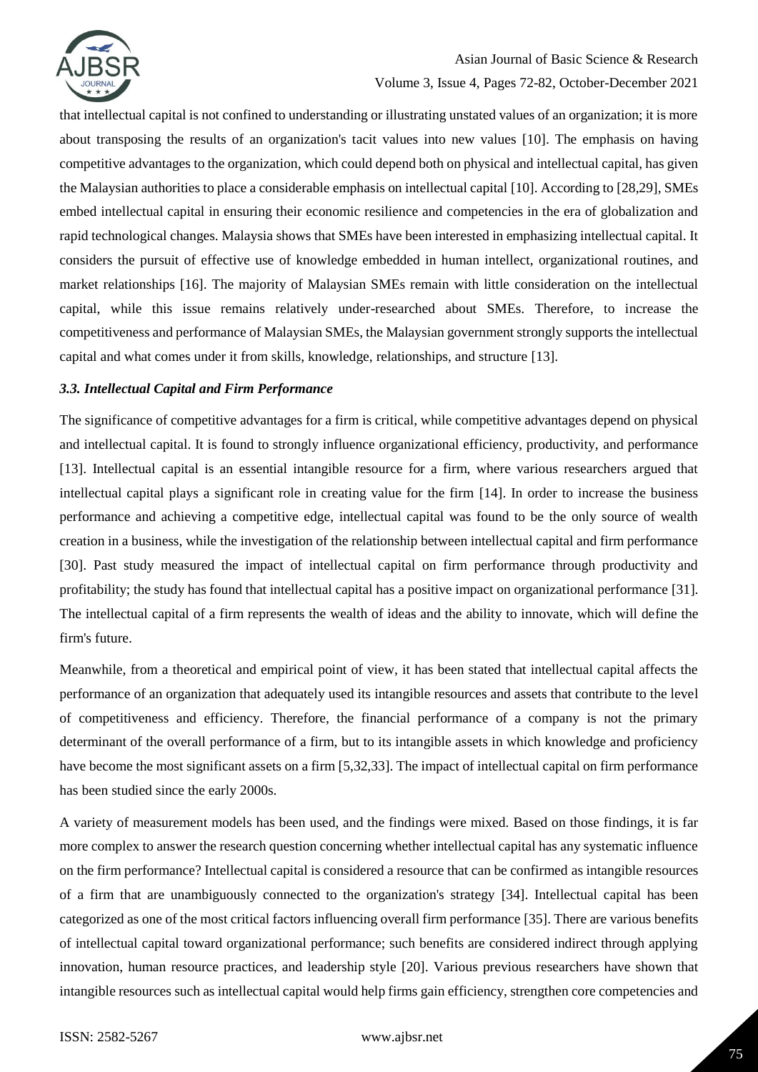that intellectual capital is not confined to understanding or illustrating unstated values of an organization; it is more about transposing the results of an organization's tacit values into new values [10]. The emphasis on having competitive advantages to the organization, which could depend both on physical and intellectual capital, has given the Malaysian authorities to place a considerable emphasis on intellectual capital [10]. According to [28,29], SMEs embed intellectual capital in ensuring their economic resilience and competencies in the era of globalization and rapid technological changes. Malaysia shows that SMEs have been interested in emphasizing intellectual capital. It considers the pursuit of effective use of knowledge embedded in human intellect, organizational routines, and market relationships [16]. The majority of Malaysian SMEs remain with little consideration on the intellectual capital, while this issue remains relatively under-researched about SMEs. Therefore, to increase the competitiveness and performance of Malaysian SMEs, the Malaysian government strongly supports the intellectual capital and what comes under it from skills, knowledge, relationships, and structure [13].

### *3.3. Intellectual Capital and Firm Performance*

The significance of competitive advantages for a firm is critical, while competitive advantages depend on physical and intellectual capital. It is found to strongly influence organizational efficiency, productivity, and performance [13]. Intellectual capital is an essential intangible resource for a firm, where various researchers argued that intellectual capital plays a significant role in creating value for the firm [14]. In order to increase the business performance and achieving a competitive edge, intellectual capital was found to be the only source of wealth creation in a business, while the investigation of the relationship between intellectual capital and firm performance [30]. Past study measured the impact of intellectual capital on firm performance through productivity and profitability; the study has found that intellectual capital has a positive impact on organizational performance [31]. The intellectual capital of a firm represents the wealth of ideas and the ability to innovate, which will define the firm's future.

Meanwhile, from a theoretical and empirical point of view, it has been stated that intellectual capital affects the performance of an organization that adequately used its intangible resources and assets that contribute to the level of competitiveness and efficiency. Therefore, the financial performance of a company is not the primary determinant of the overall performance of a firm, but to its intangible assets in which knowledge and proficiency have become the most significant assets on a firm [5,32,33]. The impact of intellectual capital on firm performance has been studied since the early 2000s.

A variety of measurement models has been used, and the findings were mixed. Based on those findings, it is far more complex to answer the research question concerning whether intellectual capital has any systematic influence on the firm performance? Intellectual capital is considered a resource that can be confirmed as intangible resources of a firm that are unambiguously connected to the organization's strategy [34]. Intellectual capital has been categorized as one of the most critical factors influencing overall firm performance [35]. There are various benefits of intellectual capital toward organizational performance; such benefits are considered indirect through applying innovation, human resource practices, and leadership style [20]. Various previous researchers have shown that intangible resources such as intellectual capital would help firms gain efficiency, strengthen core competencies and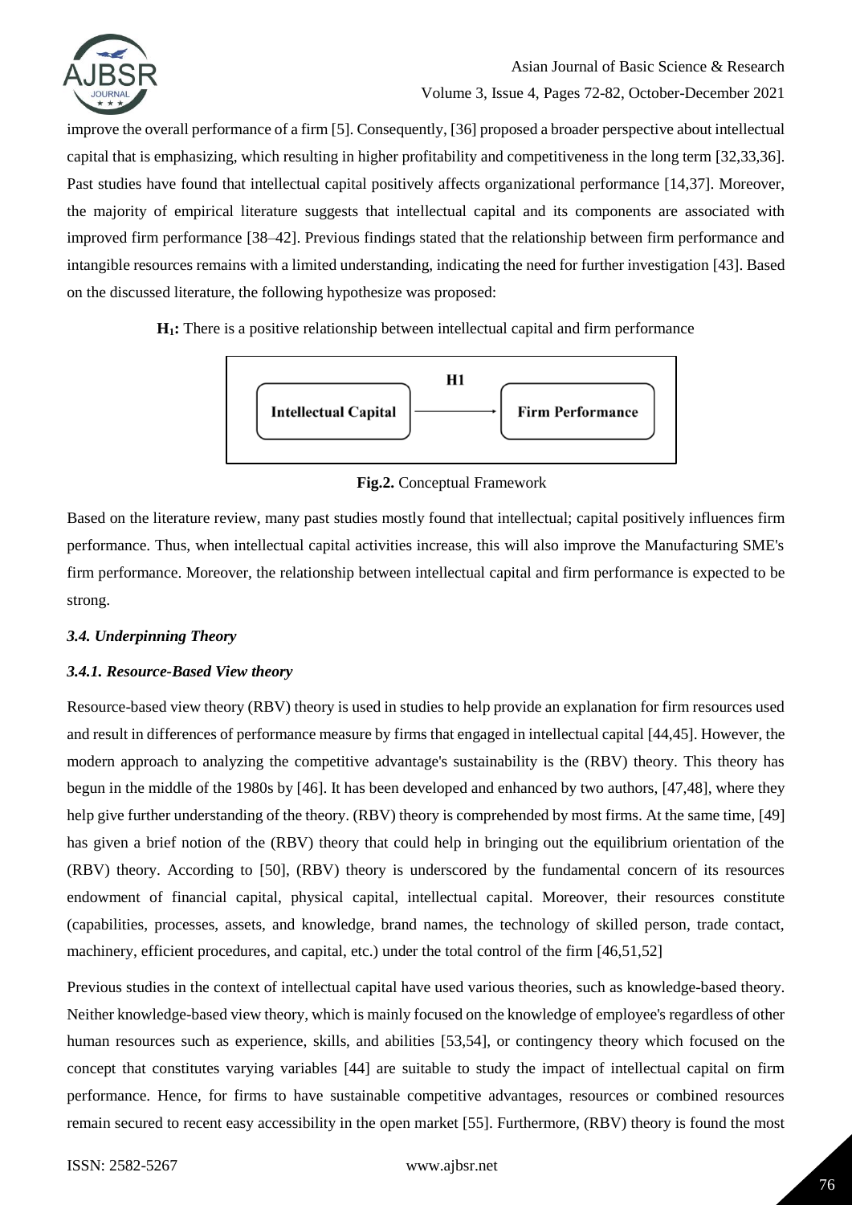improve the overall performance of a firm [5]. Consequently, [36] proposed a broader perspective about intellectual capital that is emphasizing, which resulting in higher profitability and competitiveness in the long term [32,33,36]. Past studies have found that intellectual capital positively affects organizational performance [14,37]. Moreover, the majority of empirical literature suggests that intellectual capital and its components are associated with improved firm performance [38–42]. Previous findings stated that the relationship between firm performance and intangible resources remains with a limited understanding, indicating the need for further investigation [43]. Based on the discussed literature, the following hypothesize was proposed:

**$H_1$:** There is a positive relationship between intellectual capital and firm performance

Intellectual Capital → (H1) → Firm Performance

**Fig.2.** Conceptual Framework

Based on the literature review, many past studies mostly found that intellectual; capital positively influences firm performance. Thus, when intellectual capital activities increase, this will also improve the Manufacturing SME's firm performance. Moreover, the relationship between intellectual capital and firm performance is expected to be strong.

### *3.4. Underpinning Theory*

#### *3.4.1. Resource-Based View theory*

Resource-based view theory (RBV) theory is used in studies to help provide an explanation for firm resources used and result in differences of performance measure by firms that engaged in intellectual capital [44,45]. However, the modern approach to analyzing the competitive advantage's sustainability is the (RBV) theory. This theory has begun in the middle of the 1980s by [46]. It has been developed and enhanced by two authors, [47,48], where they help give further understanding of the theory. (RBV) theory is comprehended by most firms. At the same time, [49] has given a brief notion of the (RBV) theory that could help in bringing out the equilibrium orientation of the (RBV) theory. According to [50], (RBV) theory is underscored by the fundamental concern of its resources endowment of financial capital, physical capital, intellectual capital. Moreover, their resources constitute (capabilities, processes, assets, and knowledge, brand names, the technology of skilled person, trade contact, machinery, efficient procedures, and capital, etc.) under the total control of the firm [46,51,52]

Previous studies in the context of intellectual capital have used various theories, such as knowledge-based theory. Neither knowledge-based view theory, which is mainly focused on the knowledge of employee's regardless of other human resources such as experience, skills, and abilities [53,54], or contingency theory which focused on the concept that constitutes varying variables [44] are suitable to study the impact of intellectual capital on firm performance. Hence, for firms to have sustainable competitive advantages, resources or combined resources remain secured to recent easy accessibility in the open market [55]. Furthermore, (RBV) theory is found the most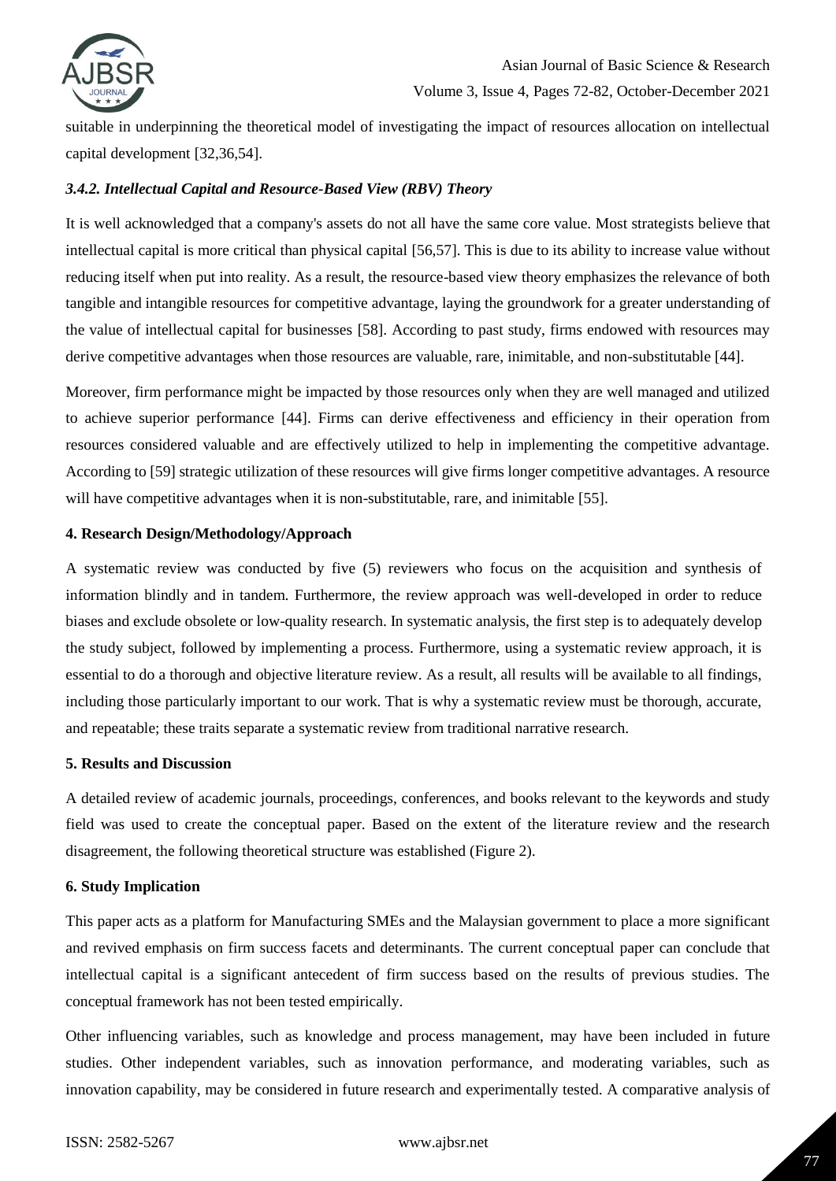suitable in underpinning the theoretical model of investigating the impact of resources allocation on intellectual capital development [32,36,54].

### *3.4.2. Intellectual Capital and Resource-Based View (RBV) Theory*

It is well acknowledged that a company's assets do not all have the same core value. Most strategists believe that intellectual capital is more critical than physical capital [56,57]. This is due to its ability to increase value without reducing itself when put into reality. As a result, the resource-based view theory emphasizes the relevance of both tangible and intangible resources for competitive advantage, laying the groundwork for a greater understanding of the value of intellectual capital for businesses [58]. According to past study, firms endowed with resources may derive competitive advantages when those resources are valuable, rare, inimitable, and non-substitutable [44].

Moreover, firm performance might be impacted by those resources only when they are well managed and utilized to achieve superior performance [44]. Firms can derive effectiveness and efficiency in their operation from resources considered valuable and are effectively utilized to help in implementing the competitive advantage. According to [59] strategic utilization of these resources will give firms longer competitive advantages. A resource will have competitive advantages when it is non-substitutable, rare, and inimitable [55].

## **4. Research Design/Methodology/Approach**

A systematic review was conducted by five (5) reviewers who focus on the acquisition and synthesis of information blindly and in tandem. Furthermore, the review approach was well-developed in order to reduce biases and exclude obsolete or low-quality research. In systematic analysis, the first step is to adequately develop the study subject, followed by implementing a process. Furthermore, using a systematic review approach, it is essential to do a thorough and objective literature review. As a result, all results will be available to all findings, including those particularly important to our work. That is why a systematic review must be thorough, accurate, and repeatable; these traits separate a systematic review from traditional narrative research.

## **5. Results and Discussion**

A detailed review of academic journals, proceedings, conferences, and books relevant to the keywords and study field was used to create the conceptual paper. Based on the extent of the literature review and the research disagreement, the following theoretical structure was established (Figure 2).

## **6. Study Implication**

This paper acts as a platform for Manufacturing SMEs and the Malaysian government to place a more significant and revived emphasis on firm success facets and determinants. The current conceptual paper can conclude that intellectual capital is a significant antecedent of firm success based on the results of previous studies. The conceptual framework has not been tested empirically.

Other influencing variables, such as knowledge and process management, may have been included in future studies. Other independent variables, such as innovation performance, and moderating variables, such as innovation capability, may be considered in future research and experimentally tested. A comparative analysis of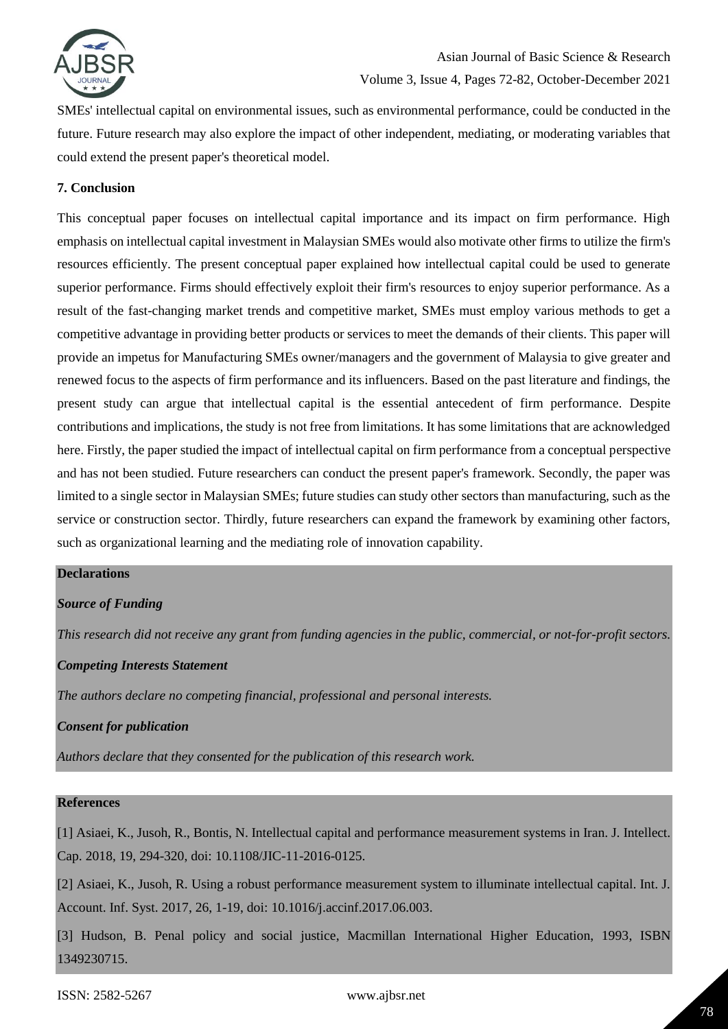SMEs' intellectual capital on environmental issues, such as environmental performance, could be conducted in the future. Future research may also explore the impact of other independent, mediating, or moderating variables that could extend the present paper's theoretical model.

## 7. Conclusion

This conceptual paper focuses on intellectual capital importance and its impact on firm performance. High emphasis on intellectual capital investment in Malaysian SMEs would also motivate other firms to utilize the firm's resources efficiently. The present conceptual paper explained how intellectual capital could be used to generate superior performance. Firms should effectively exploit their firm's resources to enjoy superior performance. As a result of the fast-changing market trends and competitive market, SMEs must employ various methods to get a competitive advantage in providing better products or services to meet the demands of their clients. This paper will provide an impetus for Manufacturing SMEs owner/managers and the government of Malaysia to give greater and renewed focus to the aspects of firm performance and its influencers. Based on the past literature and findings, the present study can argue that intellectual capital is the essential antecedent of firm performance. Despite contributions and implications, the study is not free from limitations. It has some limitations that are acknowledged here. Firstly, the paper studied the impact of intellectual capital on firm performance from a conceptual perspective and has not been studied. Future researchers can conduct the present paper's framework. Secondly, the paper was limited to a single sector in Malaysian SMEs; future studies can study other sectors than manufacturing, such as the service or construction sector. Thirdly, future researchers can expand the framework by examining other factors, such as organizational learning and the mediating role of innovation capability.

### Declarations

***Source of Funding***

*This research did not receive any grant from funding agencies in the public, commercial, or not-for-profit sectors.*

***Competing Interests Statement***

*The authors declare no competing financial, professional and personal interests.*

***Consent for publication***

*Authors declare that they consented for the publication of this research work.*

### References

[1] Asiaei, K., Jusoh, R., Bontis, N. Intellectual capital and performance measurement systems in Iran. J. Intellect. Cap. 2018, 19, 294-320, doi: 10.1108/JIC-11-2016-0125.

[2] Asiaei, K., Jusoh, R. Using a robust performance measurement system to illuminate intellectual capital. Int. J. Account. Inf. Syst. 2017, 26, 1-19, doi: 10.1016/j.accinf.2017.06.003.

[3] Hudson, B. Penal policy and social justice, Macmillan International Higher Education, 1993, ISBN 1349230715.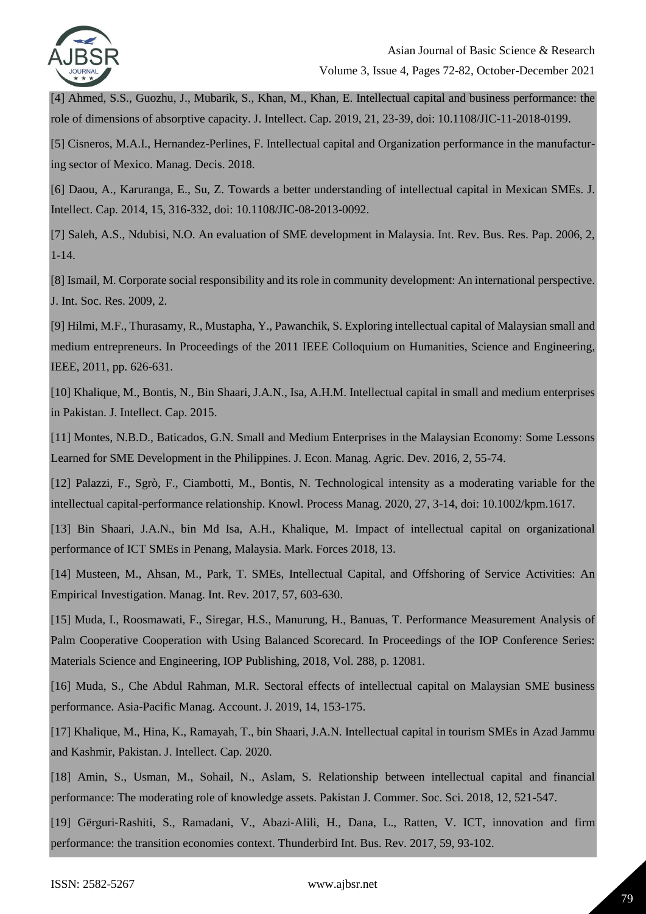[4] Ahmed, S.S., Guozhu, J., Mubarik, S., Khan, M., Khan, E. Intellectual capital and business performance: the role of dimensions of absorptive capacity. J. Intellect. Cap. 2019, 21, 23-39, doi: 10.1108/JIC-11-2018-0199.

[5] Cisneros, M.A.I., Hernandez-Perlines, F. Intellectual capital and Organization performance in the manufacturing sector of Mexico. Manag. Decis. 2018.

[6] Daou, A., Karuranga, E., Su, Z. Towards a better understanding of intellectual capital in Mexican SMEs. J. Intellect. Cap. 2014, 15, 316-332, doi: 10.1108/JIC-08-2013-0092.

[7] Saleh, A.S., Ndubisi, N.O. An evaluation of SME development in Malaysia. Int. Rev. Bus. Res. Pap. 2006, 2, 1-14.

[8] Ismail, M. Corporate social responsibility and its role in community development: An international perspective. J. Int. Soc. Res. 2009, 2.

[9] Hilmi, M.F., Thurasamy, R., Mustapha, Y., Pawanchik, S. Exploring intellectual capital of Malaysian small and medium entrepreneurs. In Proceedings of the 2011 IEEE Colloquium on Humanities, Science and Engineering, IEEE, 2011, pp. 626-631.

[10] Khalique, M., Bontis, N., Bin Shaari, J.A.N., Isa, A.H.M. Intellectual capital in small and medium enterprises in Pakistan. J. Intellect. Cap. 2015.

[11] Montes, N.B.D., Baticados, G.N. Small and Medium Enterprises in the Malaysian Economy: Some Lessons Learned for SME Development in the Philippines. J. Econ. Manag. Agric. Dev. 2016, 2, 55-74.

[12] Palazzi, F., Sgrò, F., Ciambotti, M., Bontis, N. Technological intensity as a moderating variable for the intellectual capital-performance relationship. Knowl. Process Manag. 2020, 27, 3-14, doi: 10.1002/kpm.1617.

[13] Bin Shaari, J.A.N., bin Md Isa, A.H., Khalique, M. Impact of intellectual capital on organizational performance of ICT SMEs in Penang, Malaysia. Mark. Forces 2018, 13.

[14] Musteen, M., Ahsan, M., Park, T. SMEs, Intellectual Capital, and Offshoring of Service Activities: An Empirical Investigation. Manag. Int. Rev. 2017, 57, 603-630.

[15] Muda, I., Roosmawati, F., Siregar, H.S., Manurung, H., Banuas, T. Performance Measurement Analysis of Palm Cooperative Cooperation with Using Balanced Scorecard. In Proceedings of the IOP Conference Series: Materials Science and Engineering, IOP Publishing, 2018, Vol. 288, p. 12081.

[16] Muda, S., Che Abdul Rahman, M.R. Sectoral effects of intellectual capital on Malaysian SME business performance. Asia-Pacific Manag. Account. J. 2019, 14, 153-175.

[17] Khalique, M., Hina, K., Ramayah, T., bin Shaari, J.A.N. Intellectual capital in tourism SMEs in Azad Jammu and Kashmir, Pakistan. J. Intellect. Cap. 2020.

[18] Amin, S., Usman, M., Sohail, N., Aslam, S. Relationship between intellectual capital and financial performance: The moderating role of knowledge assets. Pakistan J. Commer. Soc. Sci. 2018, 12, 521-547.

[19] Gërguri-Rashiti, S., Ramadani, V., Abazi-Alili, H., Dana, L., Ratten, V. ICT, innovation and firm performance: the transition economies context. Thunderbird Int. Bus. Rev. 2017, 59, 93-102.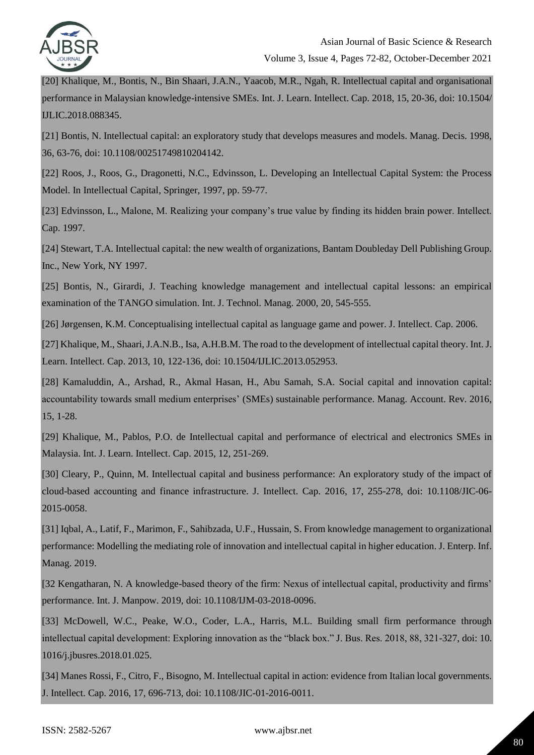[20] Khalique, M., Bontis, N., Bin Shaari, J.A.N., Yaacob, M.R., Ngah, R. Intellectual capital and organisational performance in Malaysian knowledge-intensive SMEs. Int. J. Learn. Intellect. Cap. 2018, 15, 20-36, doi: 10.1504/ IJLIC.2018.088345.

[21] Bontis, N. Intellectual capital: an exploratory study that develops measures and models. Manag. Decis. 1998, 36, 63-76, doi: 10.1108/00251749810204142.

[22] Roos, J., Roos, G., Dragonetti, N.C., Edvinsson, L. Developing an Intellectual Capital System: the Process Model. In Intellectual Capital, Springer, 1997, pp. 59-77.

[23] Edvinsson, L., Malone, M. Realizing your company's true value by finding its hidden brain power. Intellect. Cap. 1997.

[24] Stewart, T.A. Intellectual capital: the new wealth of organizations, Bantam Doubleday Dell Publishing Group. Inc., New York, NY 1997.

[25] Bontis, N., Girardi, J. Teaching knowledge management and intellectual capital lessons: an empirical examination of the TANGO simulation. Int. J. Technol. Manag. 2000, 20, 545-555.

[26] Jørgensen, K.M. Conceptualising intellectual capital as language game and power. J. Intellect. Cap. 2006.

[27] Khalique, M., Shaari, J.A.N.B., Isa, A.H.B.M. The road to the development of intellectual capital theory. Int. J. Learn. Intellect. Cap. 2013, 10, 122-136, doi: 10.1504/IJLIC.2013.052953.

[28] Kamaluddin, A., Arshad, R., Akmal Hasan, H., Abu Samah, S.A. Social capital and innovation capital: accountability towards small medium enterprises' (SMEs) sustainable performance. Manag. Account. Rev. 2016, 15, 1-28.

[29] Khalique, M., Pablos, P.O. de Intellectual capital and performance of electrical and electronics SMEs in Malaysia. Int. J. Learn. Intellect. Cap. 2015, 12, 251-269.

[30] Cleary, P., Quinn, M. Intellectual capital and business performance: An exploratory study of the impact of cloud-based accounting and finance infrastructure. J. Intellect. Cap. 2016, 17, 255-278, doi: 10.1108/JIC-06-2015-0058.

[31] Iqbal, A., Latif, F., Marimon, F., Sahibzada, U.F., Hussain, S. From knowledge management to organizational performance: Modelling the mediating role of innovation and intellectual capital in higher education. J. Enterp. Inf. Manag. 2019.

[32 Kengatharan, N. A knowledge-based theory of the firm: Nexus of intellectual capital, productivity and firms' performance. Int. J. Manpow. 2019, doi: 10.1108/IJM-03-2018-0096.

[33] McDowell, W.C., Peake, W.O., Coder, L.A., Harris, M.L. Building small firm performance through intellectual capital development: Exploring innovation as the "black box." J. Bus. Res. 2018, 88, 321-327, doi: 10. 1016/j.jbusres.2018.01.025.

[34] Manes Rossi, F., Citro, F., Bisogno, M. Intellectual capital in action: evidence from Italian local governments. J. Intellect. Cap. 2016, 17, 696-713, doi: 10.1108/JIC-01-2016-0011.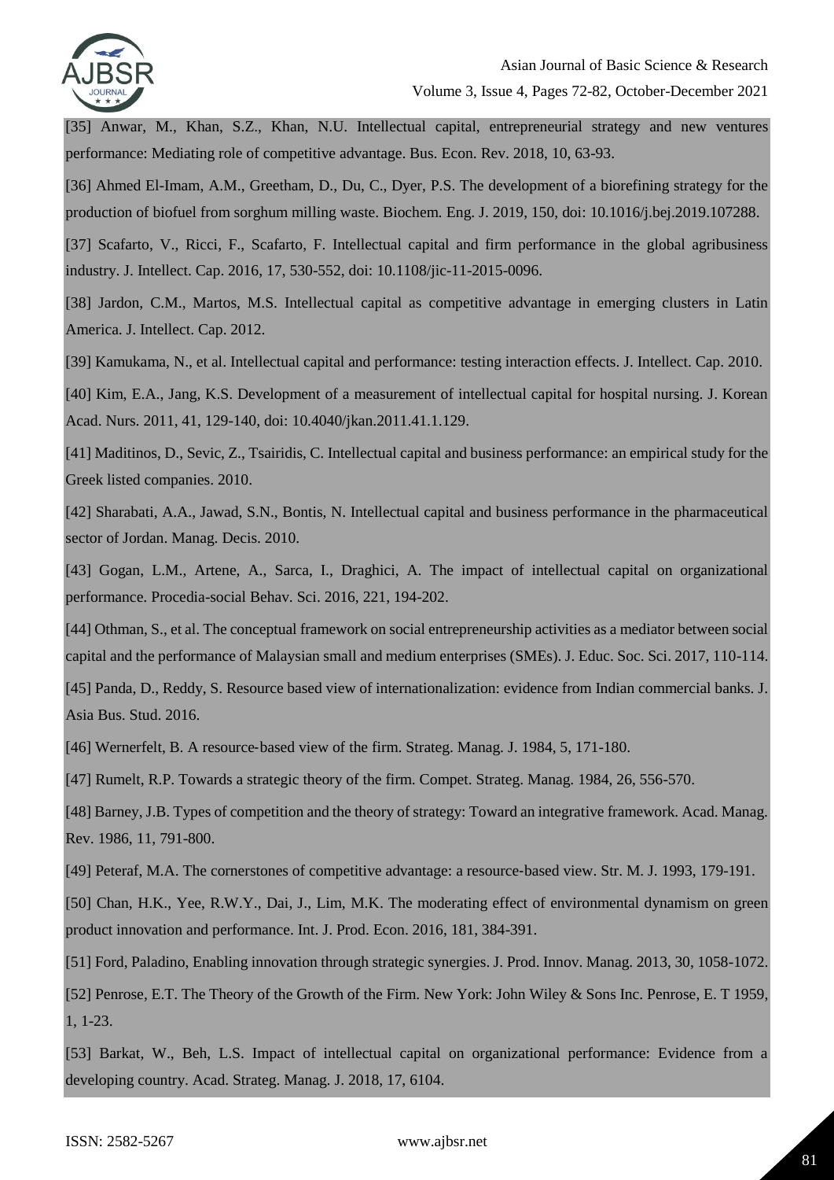[35] Anwar, M., Khan, S.Z., Khan, N.U. Intellectual capital, entrepreneurial strategy and new ventures performance: Mediating role of competitive advantage. Bus. Econ. Rev. 2018, 10, 63-93.

[36] Ahmed El-Imam, A.M., Greetham, D., Du, C., Dyer, P.S. The development of a biorefining strategy for the production of biofuel from sorghum milling waste. Biochem. Eng. J. 2019, 150, doi: 10.1016/j.bej.2019.107288.

[37] Scafarto, V., Ricci, F., Scafarto, F. Intellectual capital and firm performance in the global agribusiness industry. J. Intellect. Cap. 2016, 17, 530-552, doi: 10.1108/jic-11-2015-0096.

[38] Jardon, C.M., Martos, M.S. Intellectual capital as competitive advantage in emerging clusters in Latin America. J. Intellect. Cap. 2012.

[39] Kamukama, N., et al. Intellectual capital and performance: testing interaction effects. J. Intellect. Cap. 2010.

[40] Kim, E.A., Jang, K.S. Development of a measurement of intellectual capital for hospital nursing. J. Korean Acad. Nurs. 2011, 41, 129-140, doi: 10.4040/jkan.2011.41.1.129.

[41] Maditinos, D., Sevic, Z., Tsairidis, C. Intellectual capital and business performance: an empirical study for the Greek listed companies. 2010.

[42] Sharabati, A.A., Jawad, S.N., Bontis, N. Intellectual capital and business performance in the pharmaceutical sector of Jordan. Manag. Decis. 2010.

[43] Gogan, L.M., Artene, A., Sarca, I., Draghici, A. The impact of intellectual capital on organizational performance. Procedia-social Behav. Sci. 2016, 221, 194-202.

[44] Othman, S., et al. The conceptual framework on social entrepreneurship activities as a mediator between social capital and the performance of Malaysian small and medium enterprises (SMEs). J. Educ. Soc. Sci. 2017, 110-114.

[45] Panda, D., Reddy, S. Resource based view of internationalization: evidence from Indian commercial banks. J. Asia Bus. Stud. 2016.

[46] Wernerfelt, B. A resource-based view of the firm. Strateg. Manag. J. 1984, 5, 171-180.

[47] Rumelt, R.P. Towards a strategic theory of the firm. Compet. Strateg. Manag. 1984, 26, 556-570.

[48] Barney, J.B. Types of competition and the theory of strategy: Toward an integrative framework. Acad. Manag. Rev. 1986, 11, 791-800.

[49] Peteraf, M.A. The cornerstones of competitive advantage: a resource-based view. Str. M. J. 1993, 179-191.

[50] Chan, H.K., Yee, R.W.Y., Dai, J., Lim, M.K. The moderating effect of environmental dynamism on green product innovation and performance. Int. J. Prod. Econ. 2016, 181, 384-391.

[51] Ford, Paladino, Enabling innovation through strategic synergies. J. Prod. Innov. Manag. 2013, 30, 1058-1072.

[52] Penrose, E.T. The Theory of the Growth of the Firm. New York: John Wiley & Sons Inc. Penrose, E. T 1959, 1, 1-23.

[53] Barkat, W., Beh, L.S. Impact of intellectual capital on organizational performance: Evidence from a developing country. Acad. Strateg. Manag. J. 2018, 17, 6104.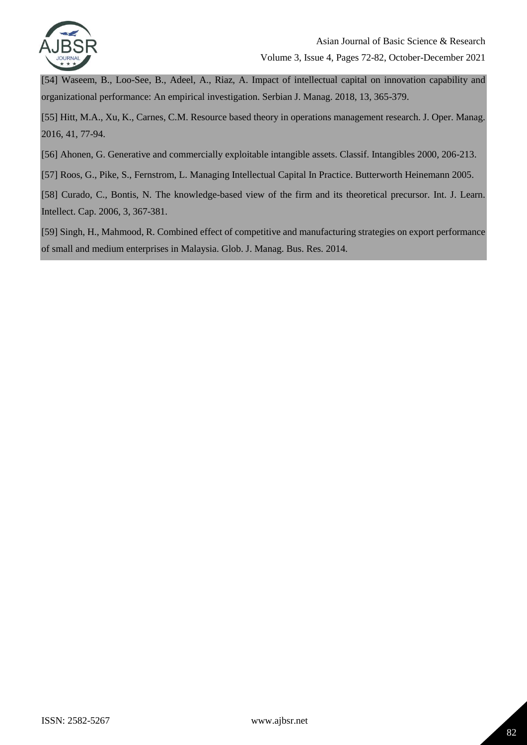[54] Waseem, B., Loo-See, B., Adeel, A., Riaz, A. Impact of intellectual capital on innovation capability and organizational performance: An empirical investigation. Serbian J. Manag. 2018, 13, 365-379.

[55] Hitt, M.A., Xu, K., Carnes, C.M. Resource based theory in operations management research. J. Oper. Manag. 2016, 41, 77-94.

[56] Ahonen, G. Generative and commercially exploitable intangible assets. Classif. Intangibles 2000, 206-213.

[57] Roos, G., Pike, S., Fernstrom, L. Managing Intellectual Capital In Practice. Butterworth Heinemann 2005.

[58] Curado, C., Bontis, N. The knowledge-based view of the firm and its theoretical precursor. Int. J. Learn. Intellect. Cap. 2006, 3, 367-381.

[59] Singh, H., Mahmood, R. Combined effect of competitive and manufacturing strategies on export performance of small and medium enterprises in Malaysia. Glob. J. Manag. Bus. Res. 2014.